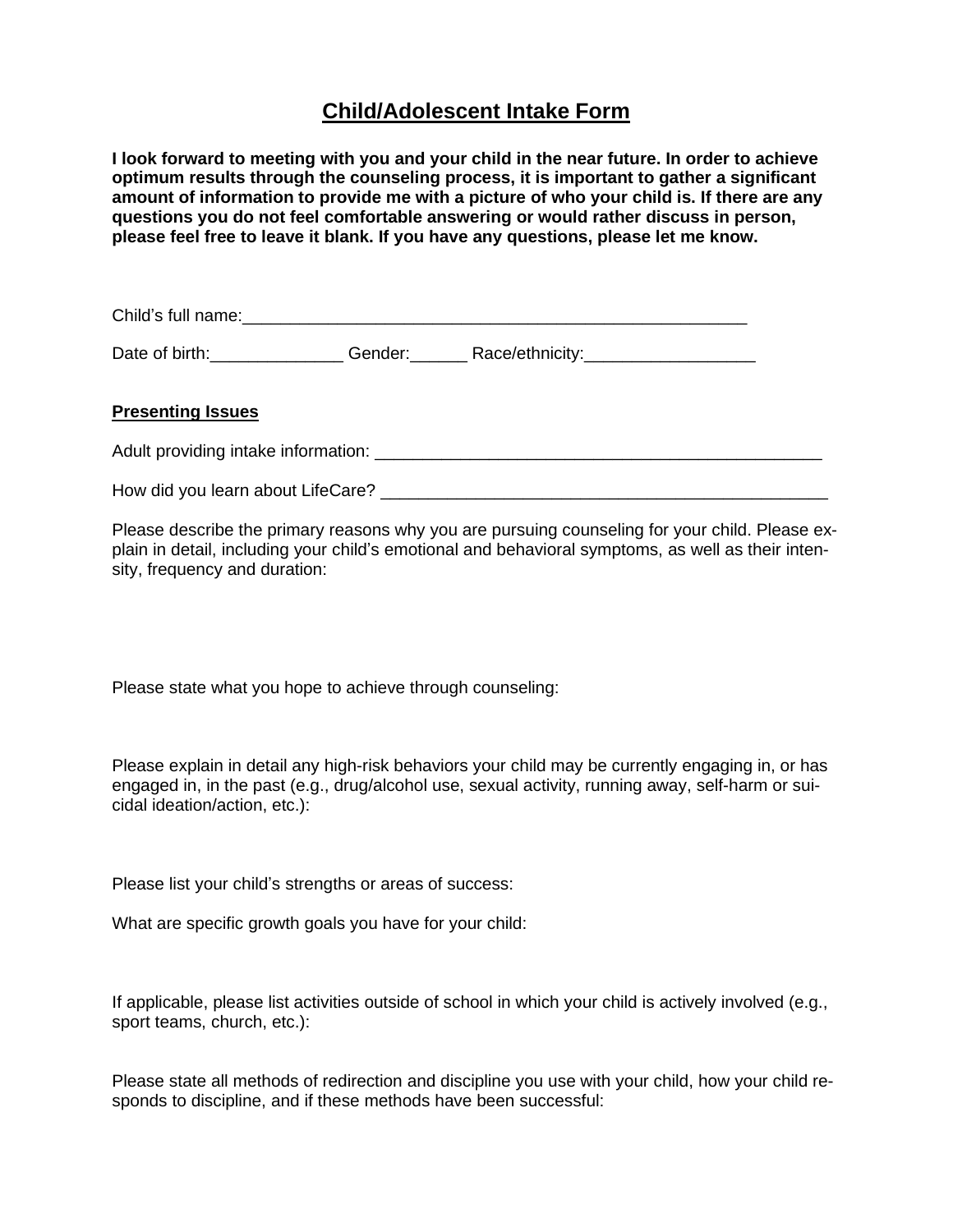# Child/Adolescent Intake Form

**I look forward to meeting with you and your child in the near future. In order to achieve optimum results through the counseling process, it is important to gather a significant amount of information to provide me with a picture of who your child is. If there are any questions you do not feel comfortable answering or would rather discuss in person, please feel free to leave it blank. If you have any questions, please let me know.**

Child's full name:_______________________________________________________

Date of birth:______________ Gender:______ Race/ethnicity:__________________

## Presenting Issues

Adult providing intake information: _________________________________________________

How did you learn about LifeCare? _________________________________________________

Please describe the primary reasons why you are pursuing counseling for your child. Please explain in detail, including your child's emotional and behavioral symptoms, as well as their intensity, frequency and duration:

Please state what you hope to achieve through counseling:

Please explain in detail any high-risk behaviors your child may be currently engaging in, or has engaged in, in the past (e.g., drug/alcohol use, sexual activity, running away, self-harm or suicidal ideation/action, etc.):

Please list your child's strengths or areas of success:

What are specific growth goals you have for your child:

If applicable, please list activities outside of school in which your child is actively involved (e.g., sport teams, church, etc.):

Please state all methods of redirection and discipline you use with your child, how your child responds to discipline, and if these methods have been successful: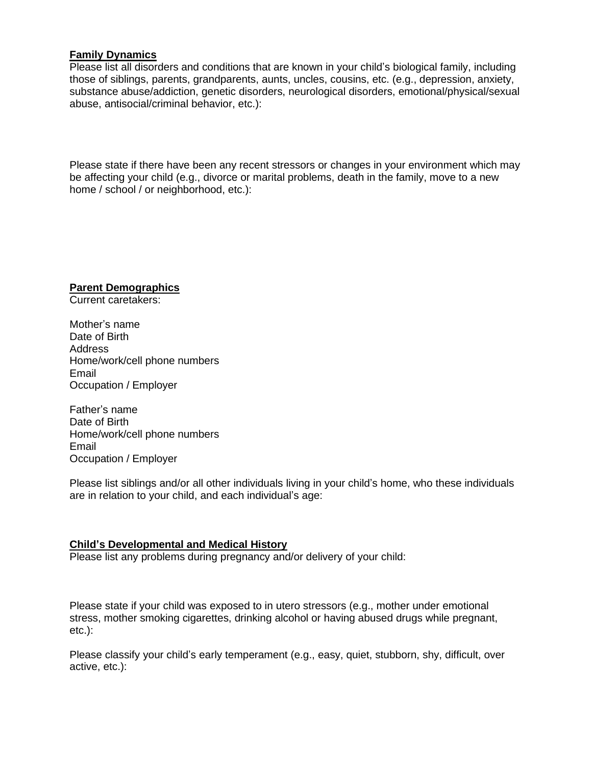**Family Dynamics**

Please list all disorders and conditions that are known in your child's biological family, including those of siblings, parents, grandparents, aunts, uncles, cousins, etc. (e.g., depression, anxiety, substance abuse/addiction, genetic disorders, neurological disorders, emotional/physical/sexual abuse, antisocial/criminal behavior, etc.):

Please state if there have been any recent stressors or changes in your environment which may be affecting your child (e.g., divorce or marital problems, death in the family, move to a new home / school / or neighborhood, etc.):

**Parent Demographics**

Current caretakers:

Mother's name
Date of Birth
Address
Home/work/cell phone numbers
Email
Occupation / Employer

Father's name
Date of Birth
Home/work/cell phone numbers
Email
Occupation / Employer

Please list siblings and/or all other individuals living in your child's home, who these individuals are in relation to your child, and each individual's age:

**Child's Developmental and Medical History**

Please list any problems during pregnancy and/or delivery of your child:

Please state if your child was exposed to in utero stressors (e.g., mother under emotional stress, mother smoking cigarettes, drinking alcohol or having abused drugs while pregnant, etc.):

Please classify your child's early temperament (e.g., easy, quiet, stubborn, shy, difficult, over active, etc.):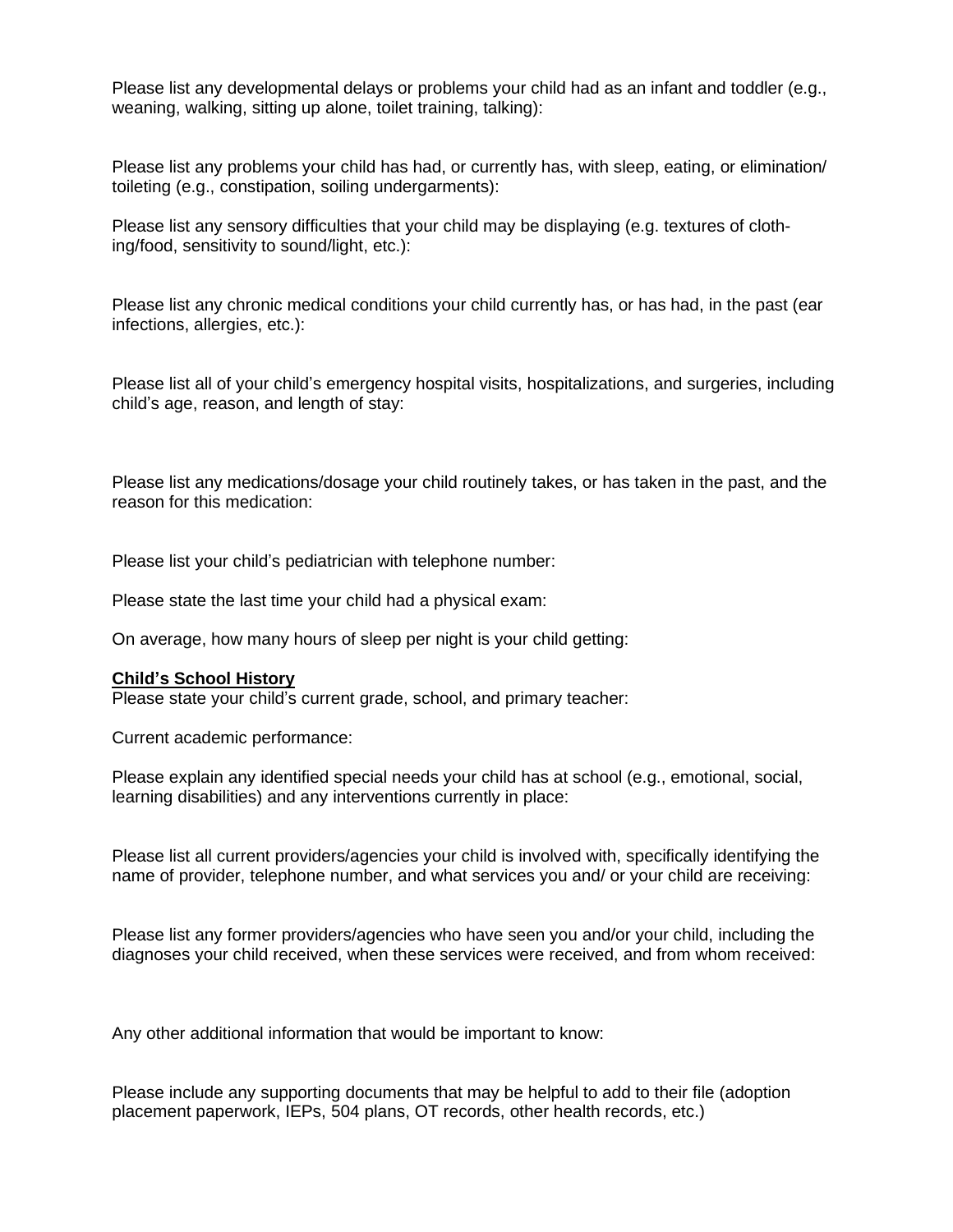Please list any developmental delays or problems your child had as an infant and toddler (e.g., weaning, walking, sitting up alone, toilet training, talking):

Please list any problems your child has had, or currently has, with sleep, eating, or elimination/ toileting (e.g., constipation, soiling undergarments):

Please list any sensory difficulties that your child may be displaying (e.g. textures of clothing/food, sensitivity to sound/light, etc.):

Please list any chronic medical conditions your child currently has, or has had, in the past (ear infections, allergies, etc.):

Please list all of your child's emergency hospital visits, hospitalizations, and surgeries, including child's age, reason, and length of stay:

Please list any medications/dosage your child routinely takes, or has taken in the past, and the reason for this medication:

Please list your child's pediatrician with telephone number:

Please state the last time your child had a physical exam:

On average, how many hours of sleep per night is your child getting:

**Child's School History**

Please state your child's current grade, school, and primary teacher:

Current academic performance:

Please explain any identified special needs your child has at school (e.g., emotional, social, learning disabilities) and any interventions currently in place:

Please list all current providers/agencies your child is involved with, specifically identifying the name of provider, telephone number, and what services you and/ or your child are receiving:

Please list any former providers/agencies who have seen you and/or your child, including the diagnoses your child received, when these services were received, and from whom received:

Any other additional information that would be important to know:

Please include any supporting documents that may be helpful to add to their file (adoption placement paperwork, IEPs, 504 plans, OT records, other health records, etc.)